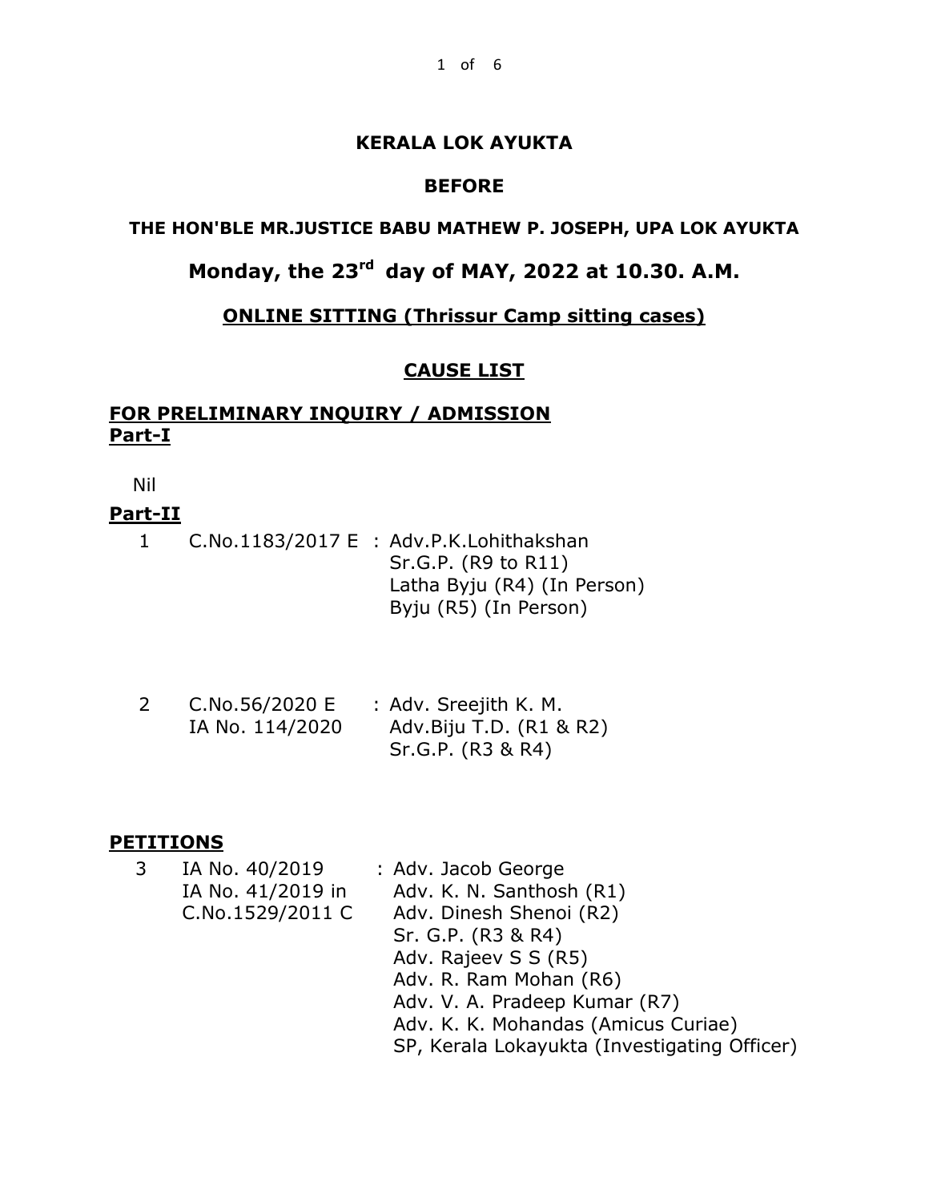**KERALA LOK AYUKTA**

**BEFORE**

**THE HON'BLE MR.JUSTICE BABU MATHEW P. JOSEPH, UPA LOK AYUKTA**

## Monday, the 23rd day of MAY, 2022 at 10.30. A.M.

**ONLINE SITTING (Thrissur Camp sitting cases)**

**CAUSE LIST**

**FOR PRELIMINARY INQUIRY / ADMISSION**
**Part-I**

Nil

**Part-II**

| No. | Case | Counsel |
|---|---|---|
| 1 | C.No.1183/2017 E | : Adv.P.K.Lohithakshan<br>Sr.G.P. (R9 to R11)<br>Latha Byju (R4) (In Person)<br>Byju (R5) (In Person) |
| 2 | C.No.56/2020 E<br>IA No. 114/2020 | : Adv. Sreejith K. M.<br>Adv.Biju T.D. (R1 & R2)<br>Sr.G.P. (R3 & R4) |

**PETITIONS**

| No. | Case | Counsel |
|---|---|---|
| 3 | IA No. 40/2019<br>IA No. 41/2019 in<br>C.No.1529/2011 C | : Adv. Jacob George<br>Adv. K. N. Santhosh (R1)<br>Adv. Dinesh Shenoi (R2)<br>Sr. G.P. (R3 & R4)<br>Adv. Rajeev S S (R5)<br>Adv. R. Ram Mohan (R6)<br>Adv. V. A. Pradeep Kumar (R7)<br>Adv. K. K. Mohandas (Amicus Curiae)<br>SP, Kerala Lokayukta (Investigating Officer) |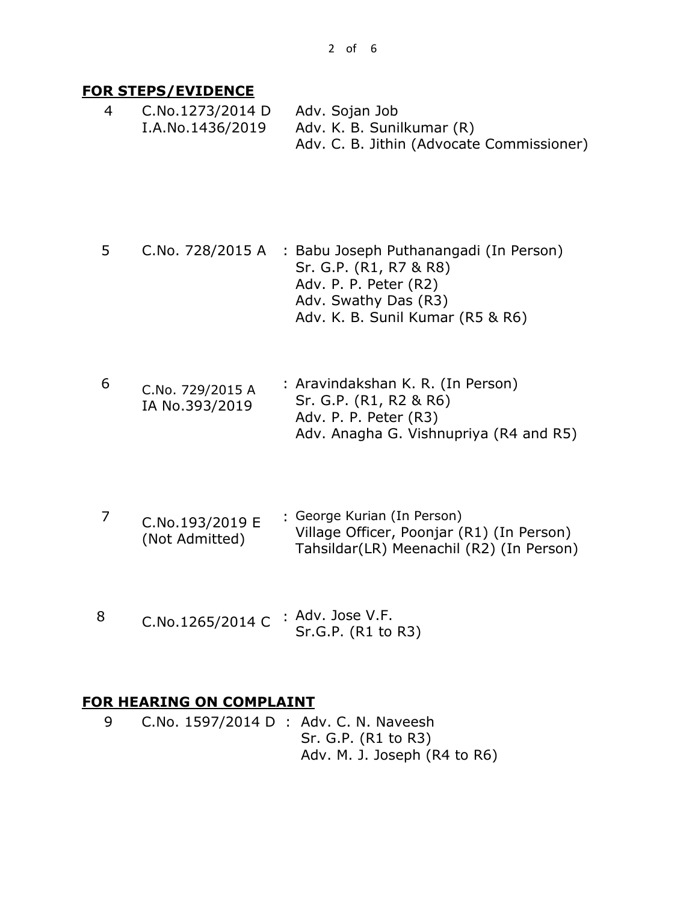**FOR STEPS/EVIDENCE**

| No. | Case | Parties / Counsel |
|---|---|---|
| 4 | C.No.1273/2014 D<br>I.A.No.1436/2019 | Adv. Sojan Job<br>Adv. K. B. Sunilkumar (R)<br>Adv. C. B. Jithin (Advocate Commissioner) |
| 5 | C.No. 728/2015 A | : Babu Joseph Puthanangadi (In Person)<br>Sr. G.P. (R1, R7 & R8)<br>Adv. P. P. Peter (R2)<br>Adv. Swathy Das (R3)<br>Adv. K. B. Sunil Kumar (R5 & R6) |
| 6 | C.No. 729/2015 A<br>IA No.393/2019 | : Aravindakshan K. R. (In Person)<br>Sr. G.P. (R1, R2 & R6)<br>Adv. P. P. Peter (R3)<br>Adv. Anagha G. Vishnupriya (R4 and R5) |
| 7 | C.No.193/2019 E<br>(Not Admitted) | : George Kurian (In Person)<br>Village Officer, Poonjar (R1) (In Person)<br>Tahsildar(LR) Meenachil (R2) (In Person) |
| 8 | C.No.1265/2014 C | : Adv. Jose V.F.<br>Sr.G.P. (R1 to R3) |

**FOR HEARING ON COMPLAINT**

| No. | Case | Parties / Counsel |
|---|---|---|
| 9 | C.No. 1597/2014 D | : Adv. C. N. Naveesh<br>Sr. G.P. (R1 to R3)<br>Adv. M. J. Joseph (R4 to R6) |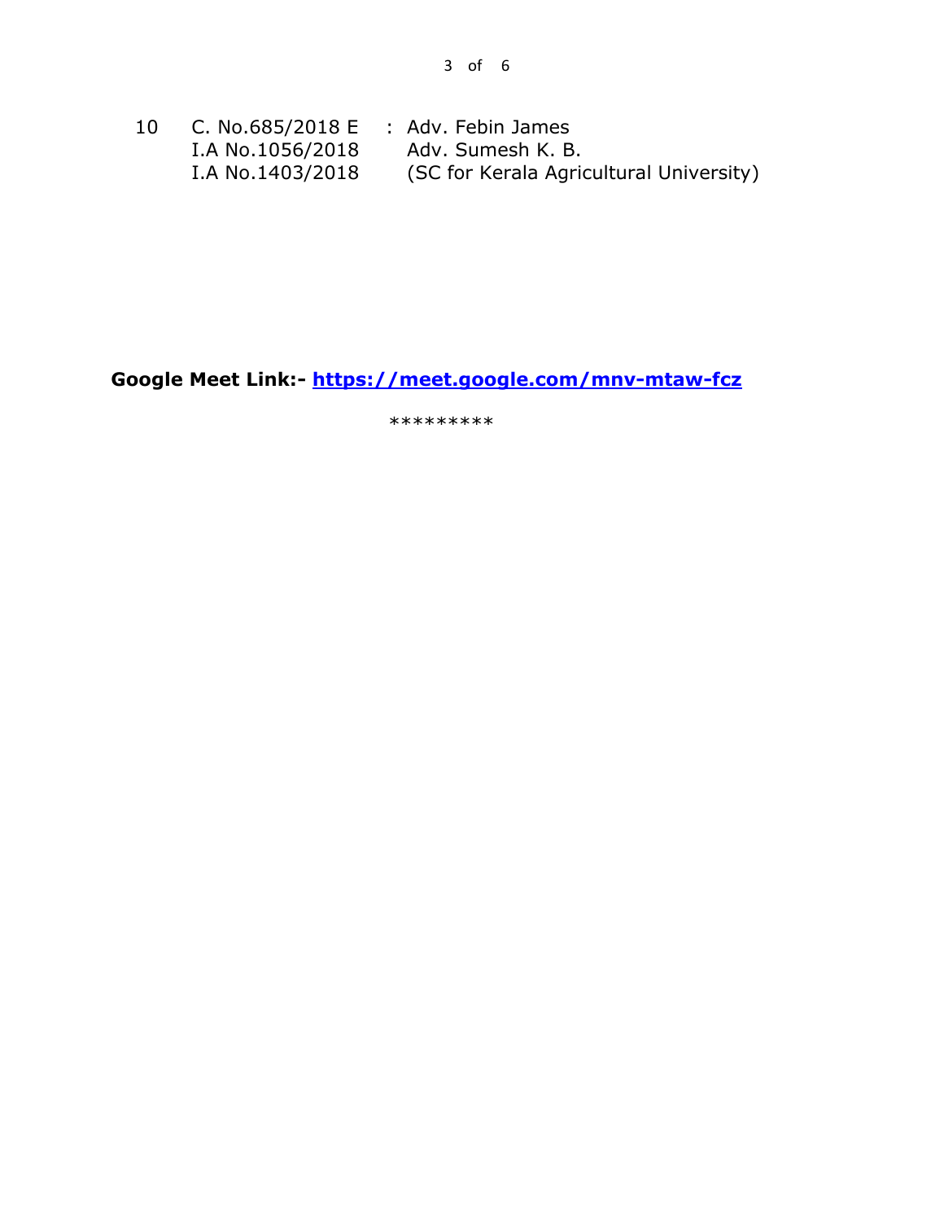| 10 | C. No.685/2018 E<br>I.A No.1056/2018<br>I.A No.1403/2018 | : | Adv. Febin James<br>Adv. Sumesh K. B.<br>(SC for Kerala Agricultural University) |
|---|---|---|---|

**Google Meet Link:- [https://meet.google.com/mnv-mtaw-fcz](https://meet.google.com/mnv-mtaw-fcz)**

*********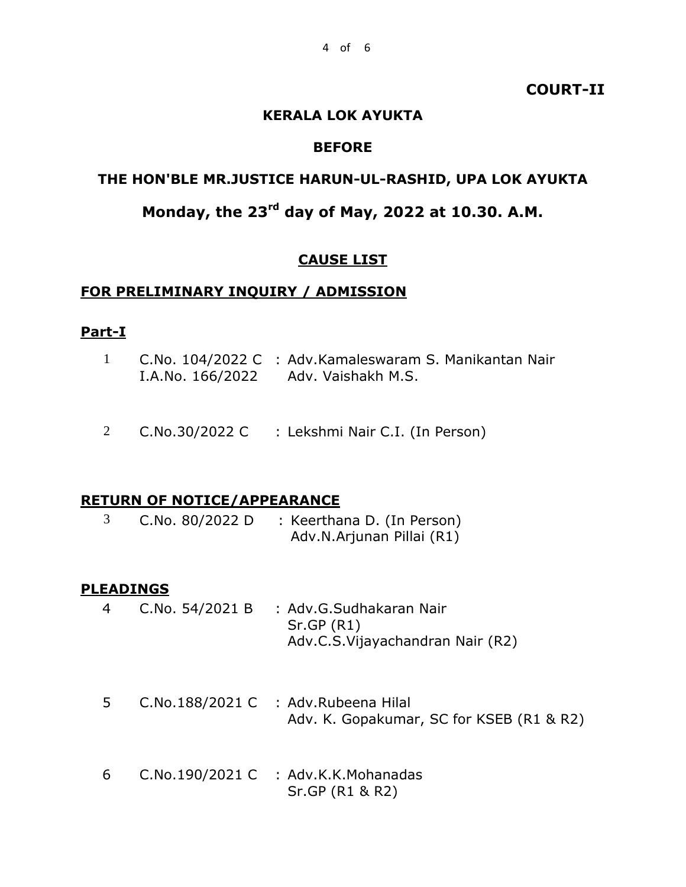**COURT-II**

**KERALA LOK AYUKTA**

**BEFORE**

**THE HON'BLE MR.JUSTICE HARUN-UL-RASHID, UPA LOK AYUKTA**

**Monday, the 23rd day of May, 2022 at 10.30. A.M.**

**CAUSE LIST**

**FOR PRELIMINARY INQUIRY / ADMISSION**

**Part-I**

| | | |
|---|---|---|
| 1 | C.No. 104/2022 C<br>I.A.No. 166/2022 | : Adv.Kamaleswaram S. Manikantan Nair<br>Adv. Vaishakh M.S. |
| 2 | C.No.30/2022 C | : Lekshmi Nair C.I. (In Person) |

**RETURN OF NOTICE/APPEARANCE**

| | | |
|---|---|---|
| 3 | C.No. 80/2022 D | : Keerthana D. (In Person)<br>Adv.N.Arjunan Pillai (R1) |

**PLEADINGS**

| | | |
|---|---|---|
| 4 | C.No. 54/2021 B | : Adv.G.Sudhakaran Nair<br>Sr.GP (R1)<br>Adv.C.S.Vijayachandran Nair (R2) |
| 5 | C.No.188/2021 C | : Adv.Rubeena Hilal<br>Adv. K. Gopakumar, SC for KSEB (R1 & R2) |
| 6 | C.No.190/2021 C | : Adv.K.K.Mohanadas<br>Sr.GP (R1 & R2) |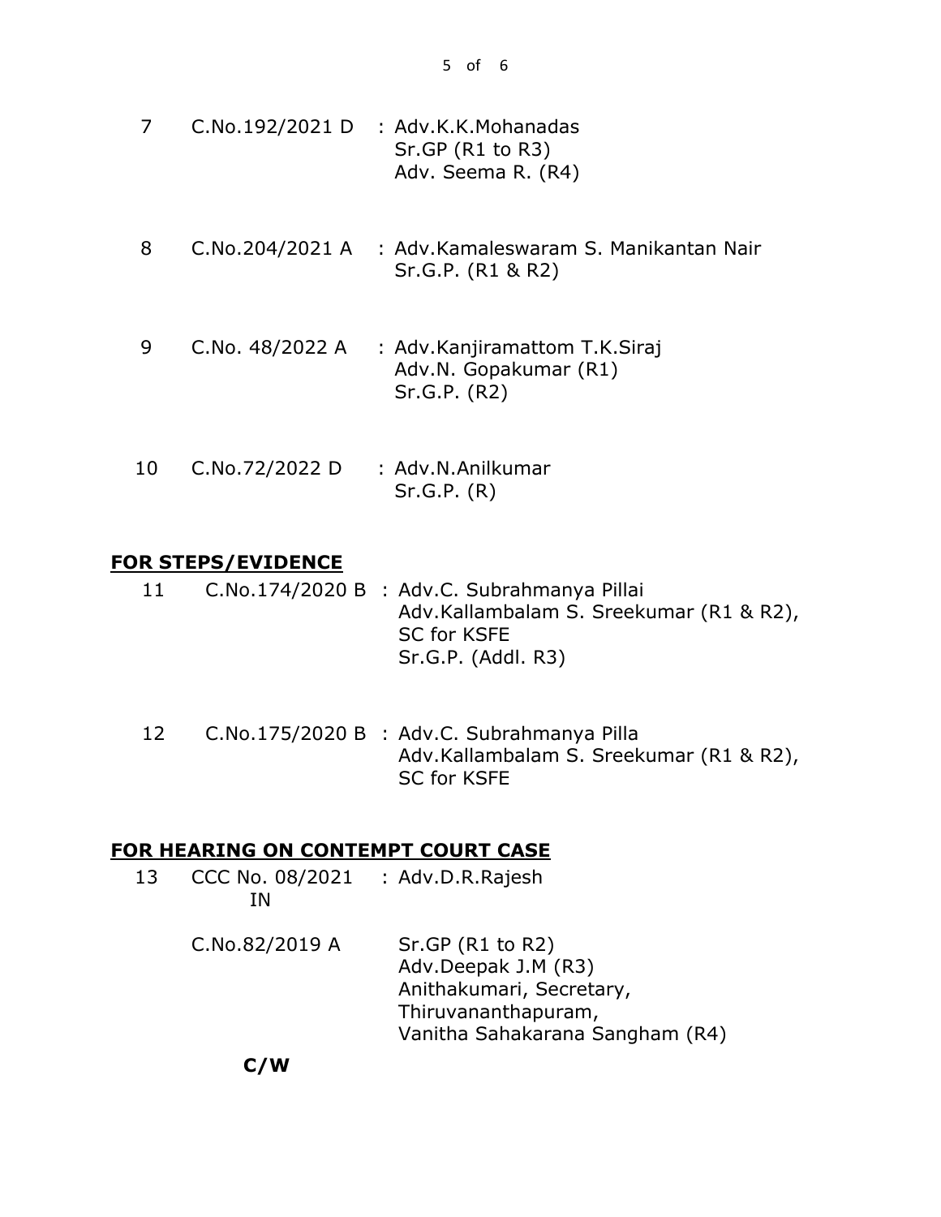| | | |
|---|---|---|
| 7 | C.No.192/2021 D | : Adv.K.K.Mohanadas<br>Sr.GP (R1 to R3)<br>Adv. Seema R. (R4) |
| 8 | C.No.204/2021 A | : Adv.Kamaleswaram S. Manikantan Nair<br>Sr.G.P. (R1 & R2) |
| 9 | C.No. 48/2022 A | : Adv.Kanjiramattom T.K.Siraj<br>Adv.N. Gopakumar (R1)<br>Sr.G.P. (R2) |
| 10 | C.No.72/2022 D | : Adv.N.Anilkumar<br>Sr.G.P. (R) |

**FOR STEPS/EVIDENCE**

| | | |
|---|---|---|
| 11 | C.No.174/2020 B | : Adv.C. Subrahmanya Pillai<br>Adv.Kallambalam S. Sreekumar (R1 & R2),<br>SC for KSFE<br>Sr.G.P. (Addl. R3) |
| 12 | C.No.175/2020 B | : Adv.C. Subrahmanya Pilla<br>Adv.Kallambalam S. Sreekumar (R1 & R2),<br>SC for KSFE |

**FOR HEARING ON CONTEMPT COURT CASE**

| | | |
|---|---|---|
| 13 | CCC No. 08/2021<br>IN | : Adv.D.R.Rajesh |
| | C.No.82/2019 A | Sr.GP (R1 to R2)<br>Adv.Deepak J.M (R3)<br>Anithakumari, Secretary,<br>Thiruvananthapuram,<br>Vanitha Sahakarana Sangham (R4) |

**C/W**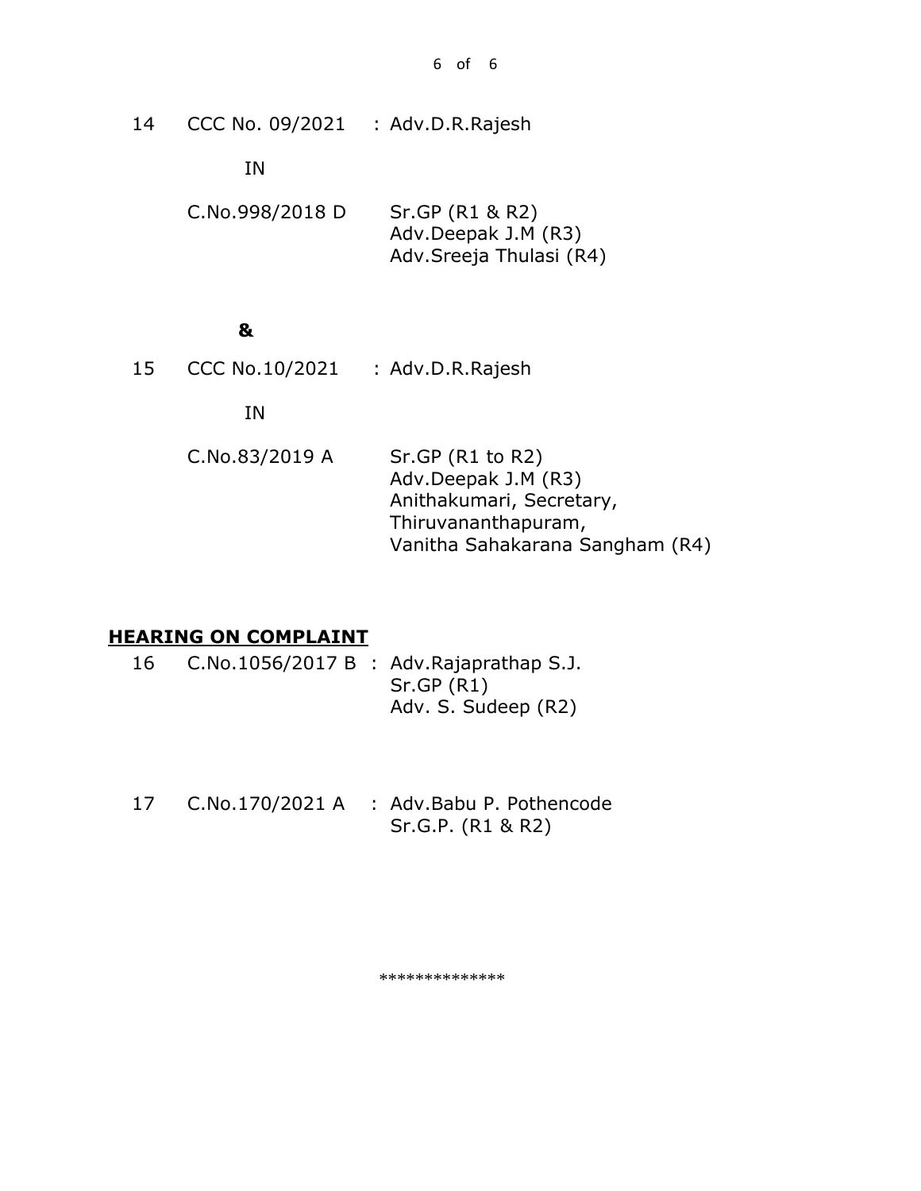| | | |
|---|---|---|
| 14 | CCC No. 09/2021 | : Adv.D.R.Rajesh |
| | IN | |
| | C.No.998/2018 D | Sr.GP (R1 & R2)<br>Adv.Deepak J.M (R3)<br>Adv.Sreeja Thulasi (R4) |
| | **&** | |
| 15 | CCC No.10/2021 | : Adv.D.R.Rajesh |
| | IN | |
| | C.No.83/2019 A | Sr.GP (R1 to R2)<br>Adv.Deepak J.M (R3)<br>Anithakumari, Secretary,<br>Thiruvananthapuram,<br>Vanitha Sahakarana Sangham (R4) |

**HEARING ON COMPLAINT**

| | | |
|---|---|---|
| 16 | C.No.1056/2017 B | : Adv.Rajaprathap S.J.<br>Sr.GP (R1)<br>Adv. S. Sudeep (R2) |
| 17 | C.No.170/2021 A | : Adv.Babu P. Pothencode<br>Sr.G.P. (R1 & R2) |

**************